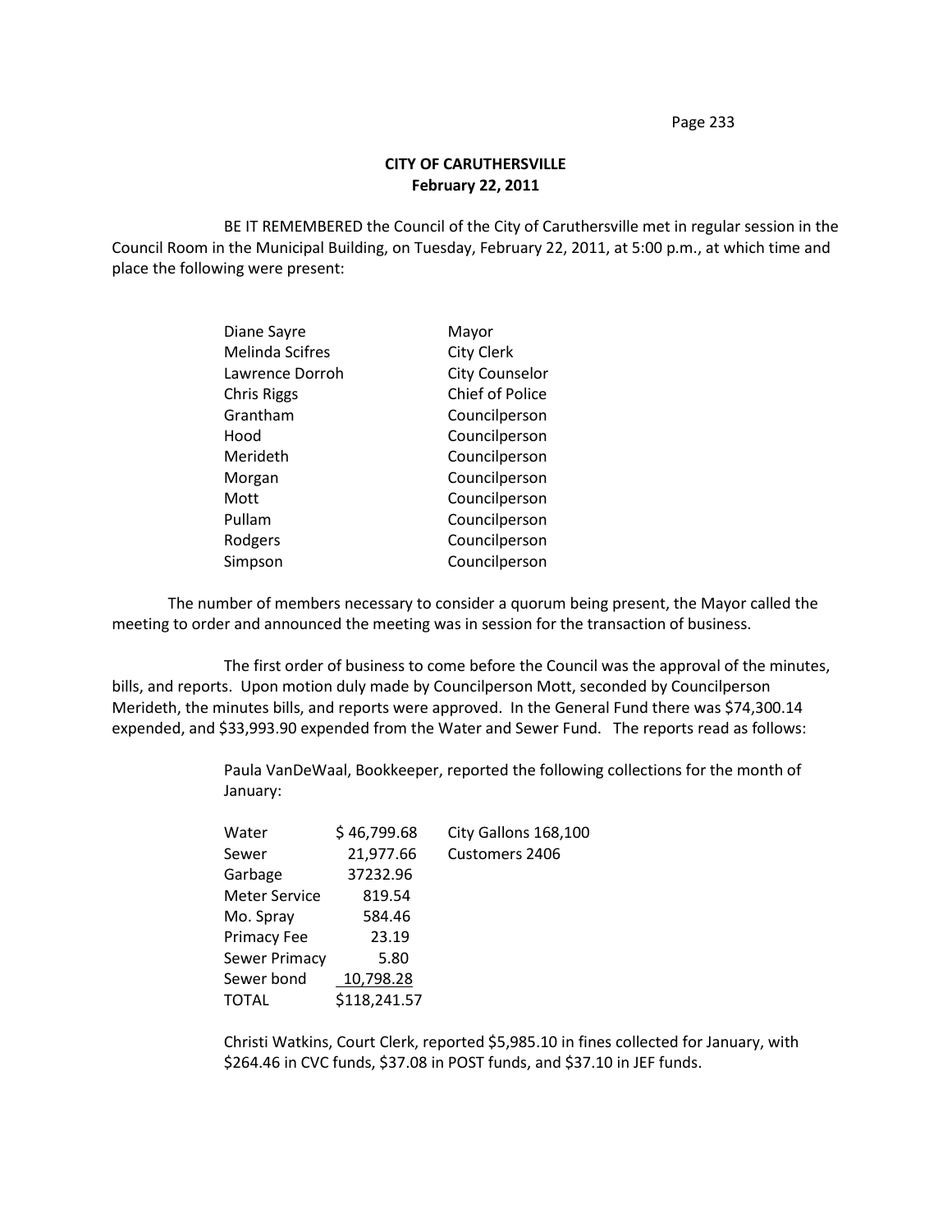**CITY OF CARUTHERSVILLE**
**February 22, 2011**

BE IT REMEMBERED the Council of the City of Caruthersville met in regular session in the Council Room in the Municipal Building, on Tuesday, February 22, 2011, at 5:00 p.m., at which time and place the following were present:

| | |
|---|---|
| Diane Sayre | Mayor |
| Melinda Scifres | City Clerk |
| Lawrence Dorroh | City Counselor |
| Chris Riggs | Chief of Police |
| Grantham | Councilperson |
| Hood | Councilperson |
| Merideth | Councilperson |
| Morgan | Councilperson |
| Mott | Councilperson |
| Pullam | Councilperson |
| Rodgers | Councilperson |
| Simpson | Councilperson |

The number of members necessary to consider a quorum being present, the Mayor called the meeting to order and announced the meeting was in session for the transaction of business.

The first order of business to come before the Council was the approval of the minutes, bills, and reports. Upon motion duly made by Councilperson Mott, seconded by Councilperson Merideth, the minutes bills, and reports were approved. In the General Fund there was $74,300.14 expended, and $33,993.90 expended from the Water and Sewer Fund. The reports read as follows:

Paula VanDeWaal, Bookkeeper, reported the following collections for the month of January:

| | | |
|---|---|---|
| Water | $ 46,799.68 | City Gallons 168,100 |
| Sewer | 21,977.66 | Customers 2406 |
| Garbage | 37232.96 | |
| Meter Service | 819.54 | |
| Mo. Spray | 584.46 | |
| Primacy Fee | 23.19 | |
| Sewer Primacy | 5.80 | |
| Sewer bond | 10,798.28 | |
| TOTAL | $118,241.57 | |

Christi Watkins, Court Clerk, reported $5,985.10 in fines collected for January, with $264.46 in CVC funds, $37.08 in POST funds, and $37.10 in JEF funds.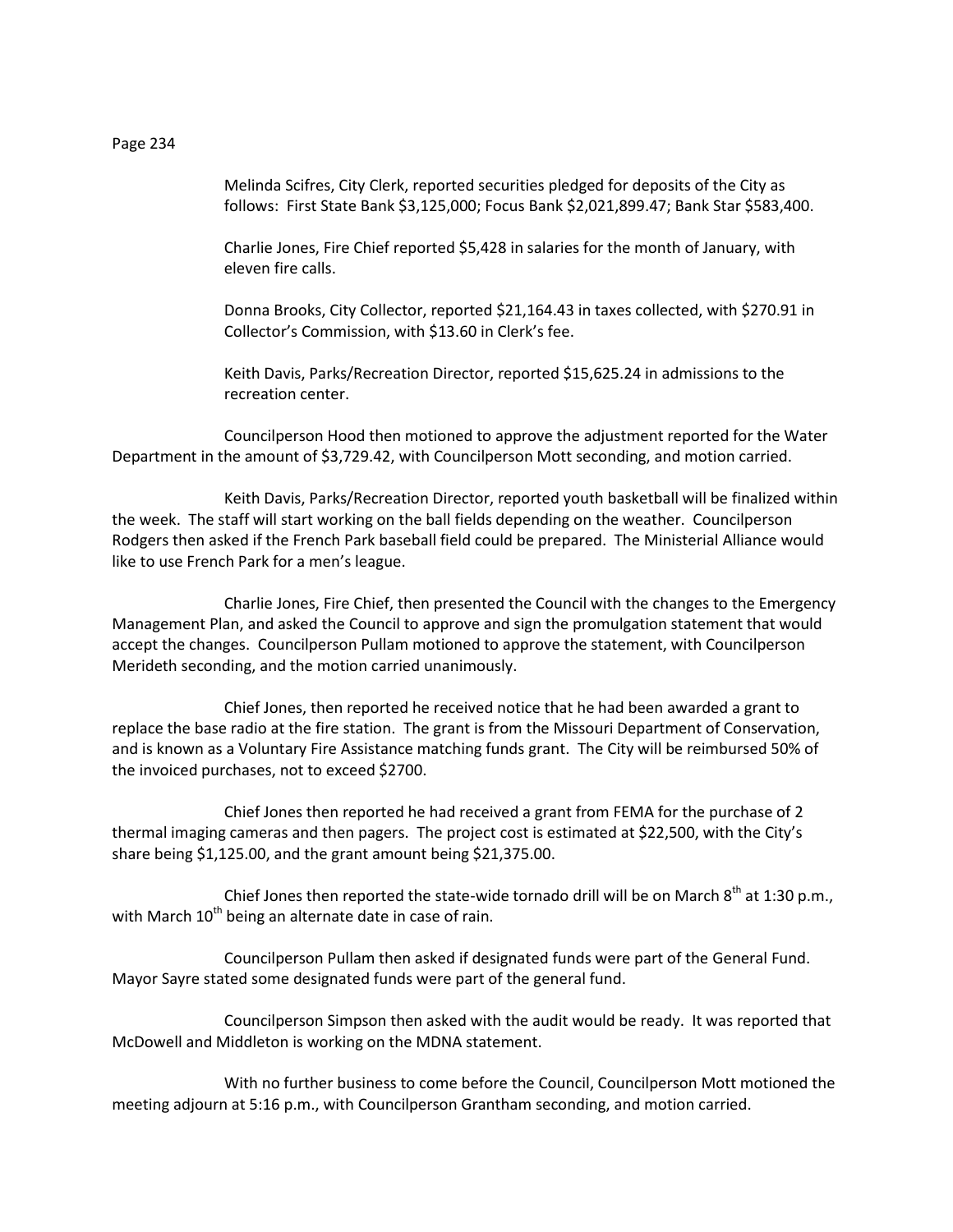Melinda Scifres, City Clerk, reported securities pledged for deposits of the City as follows: First State Bank $3,125,000; Focus Bank $2,021,899.47; Bank Star $583,400.

Charlie Jones, Fire Chief reported $5,428 in salaries for the month of January, with eleven fire calls.

Donna Brooks, City Collector, reported $21,164.43 in taxes collected, with $270.91 in Collector's Commission, with $13.60 in Clerk's fee.

Keith Davis, Parks/Recreation Director, reported $15,625.24 in admissions to the recreation center.

Councilperson Hood then motioned to approve the adjustment reported for the Water Department in the amount of $3,729.42, with Councilperson Mott seconding, and motion carried.

Keith Davis, Parks/Recreation Director, reported youth basketball will be finalized within the week. The staff will start working on the ball fields depending on the weather. Councilperson Rodgers then asked if the French Park baseball field could be prepared. The Ministerial Alliance would like to use French Park for a men's league.

Charlie Jones, Fire Chief, then presented the Council with the changes to the Emergency Management Plan, and asked the Council to approve and sign the promulgation statement that would accept the changes. Councilperson Pullam motioned to approve the statement, with Councilperson Merideth seconding, and the motion carried unanimously.

Chief Jones, then reported he received notice that he had been awarded a grant to replace the base radio at the fire station. The grant is from the Missouri Department of Conservation, and is known as a Voluntary Fire Assistance matching funds grant. The City will be reimbursed 50% of the invoiced purchases, not to exceed $2700.

Chief Jones then reported he had received a grant from FEMA for the purchase of 2 thermal imaging cameras and then pagers. The project cost is estimated at $22,500, with the City's share being $1,125.00, and the grant amount being $21,375.00.

Chief Jones then reported the state-wide tornado drill will be on March 8th at 1:30 p.m., with March 10th being an alternate date in case of rain.

Councilperson Pullam then asked if designated funds were part of the General Fund. Mayor Sayre stated some designated funds were part of the general fund.

Councilperson Simpson then asked with the audit would be ready. It was reported that McDowell and Middleton is working on the MDNA statement.

With no further business to come before the Council, Councilperson Mott motioned the meeting adjourn at 5:16 p.m., with Councilperson Grantham seconding, and motion carried.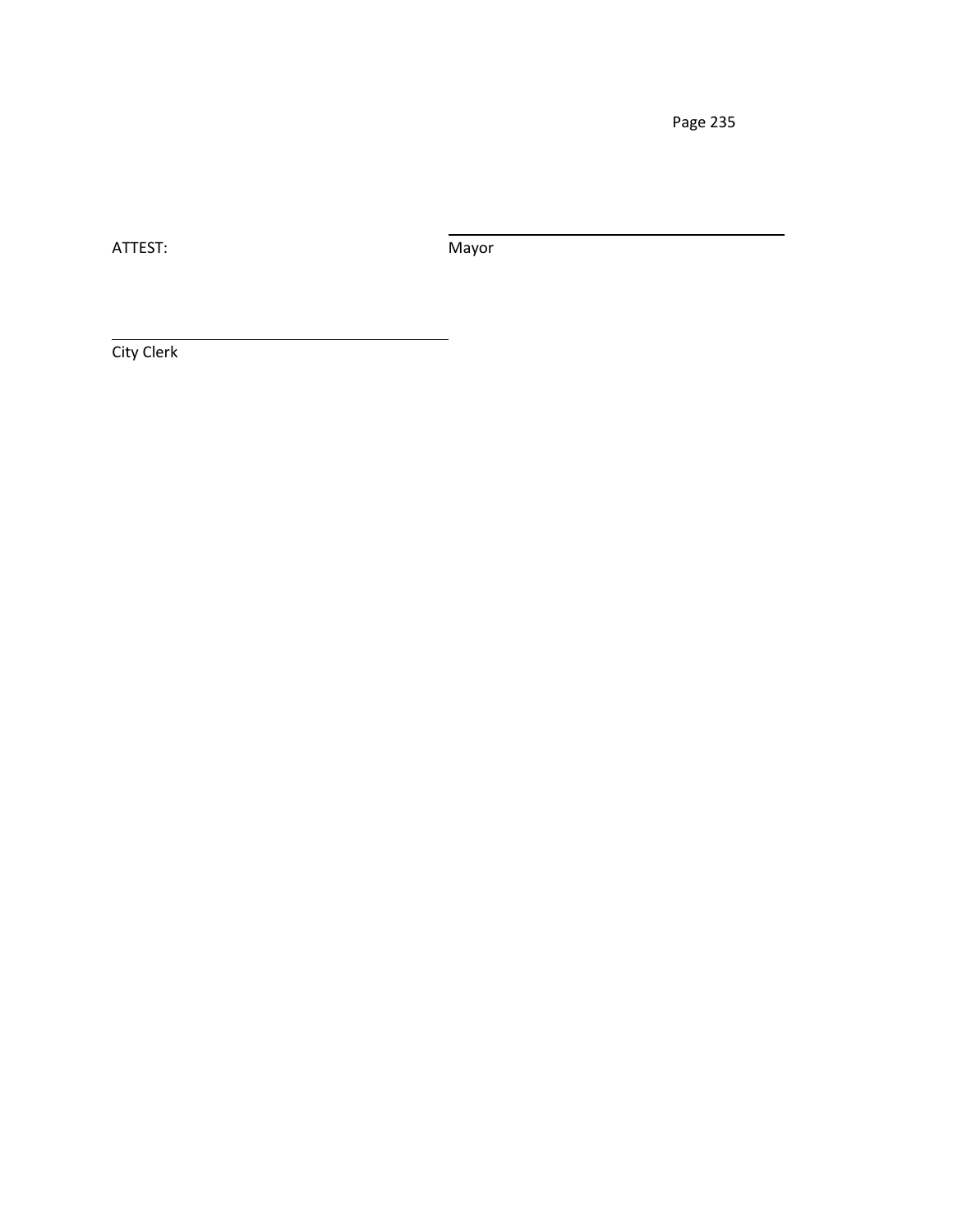ATTEST:

\_\_\_\_\_\_\_\_\_\_\_\_\_\_\_\_\_\_\_\_\_\_\_\_\_\_\_\_\_\_\_\_\_\_\_\_\_\_
Mayor

\_\_\_\_\_\_\_\_\_\_\_\_\_\_\_\_\_\_\_\_\_\_\_\_\_\_\_\_\_\_\_\_\_\_\_\_\_\_
City Clerk